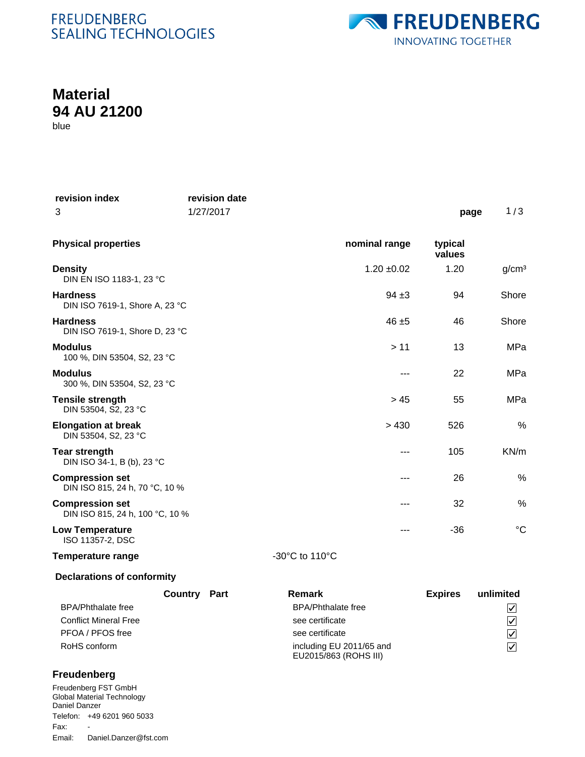FREUDENBERG
SEALING TECHNOLOGIES

FREUDENBERG
INNOVATING TOGETHER

# Material
# 94 AU 21200

blue

| revision index | revision date |
|---|---|
| 3 | 1/27/2017 |

## Physical properties

| Physical properties | nominal range | typical values | |
|---|---|---|---|
| **Density**<br>DIN EN ISO 1183-1, 23 °C | 1.20 ±0.02 | 1.20 | g/cm³ |
| **Hardness**<br>DIN ISO 7619-1, Shore A, 23 °C | 94 ±3 | 94 | Shore |
| **Hardness**<br>DIN ISO 7619-1, Shore D, 23 °C | 46 ±5 | 46 | Shore |
| **Modulus**<br>100 %, DIN 53504, S2, 23 °C | > 11 | 13 | MPa |
| **Modulus**<br>300 %, DIN 53504, S2, 23 °C | --- | 22 | MPa |
| **Tensile strength**<br>DIN 53504, S2, 23 °C | > 45 | 55 | MPa |
| **Elongation at break**<br>DIN 53504, S2, 23 °C | > 430 | 526 | % |
| **Tear strength**<br>DIN ISO 34-1, B (b), 23 °C | --- | 105 | KN/m |
| **Compression set**<br>DIN ISO 815, 24 h, 70 °C, 10 % | --- | 26 | % |
| **Compression set**<br>DIN ISO 815, 24 h, 100 °C, 10 % | --- | 32 | % |
| **Low Temperature**<br>ISO 11357-2, DSC | --- | -36 | °C |

**Temperature range** -30°C to 110°C

## Declarations of conformity

| | Country | Part | Remark | Expires | unlimited |
|---|---|---|---|---|---|
| BPA/Phthalate free | | | BPA/Phthalate free | | ☑ |
| Conflict Mineral Free | | | see certificate | | ☑ |
| PFOA / PFOS free | | | see certificate | | ☑ |
| RoHS conform | | | including EU 2011/65 and EU2015/863 (ROHS III) | | ☑ |

## Freudenberg

Freudenberg FST GmbH
Global Material Technology
Daniel Danzer
Telefon: +49 6201 960 5033
Fax: -
Email: Daniel.Danzer@fst.com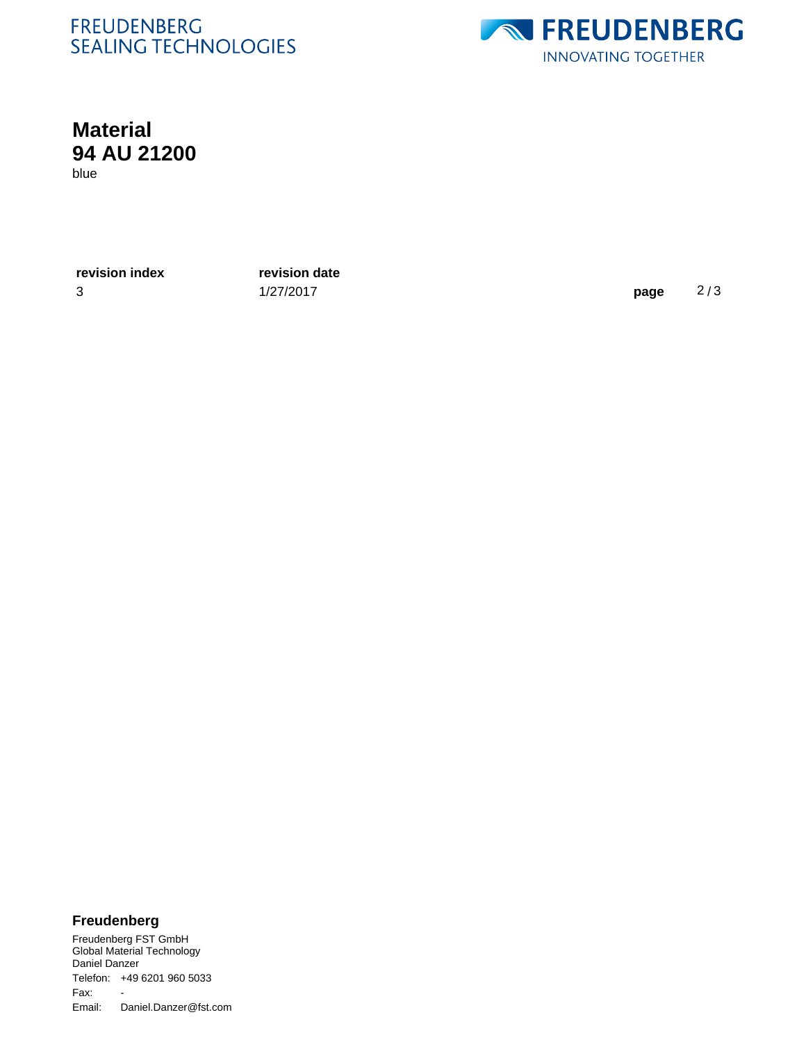# Material
# 94 AU 21200

blue

| revision index | revision date |
| --- | --- |
| 3 | 1/27/2017 |

**Freudenberg**

Freudenberg FST GmbH
Global Material Technology
Daniel Danzer
Telefon: +49 6201 960 5033
Fax: -
Email: Daniel.Danzer@fst.com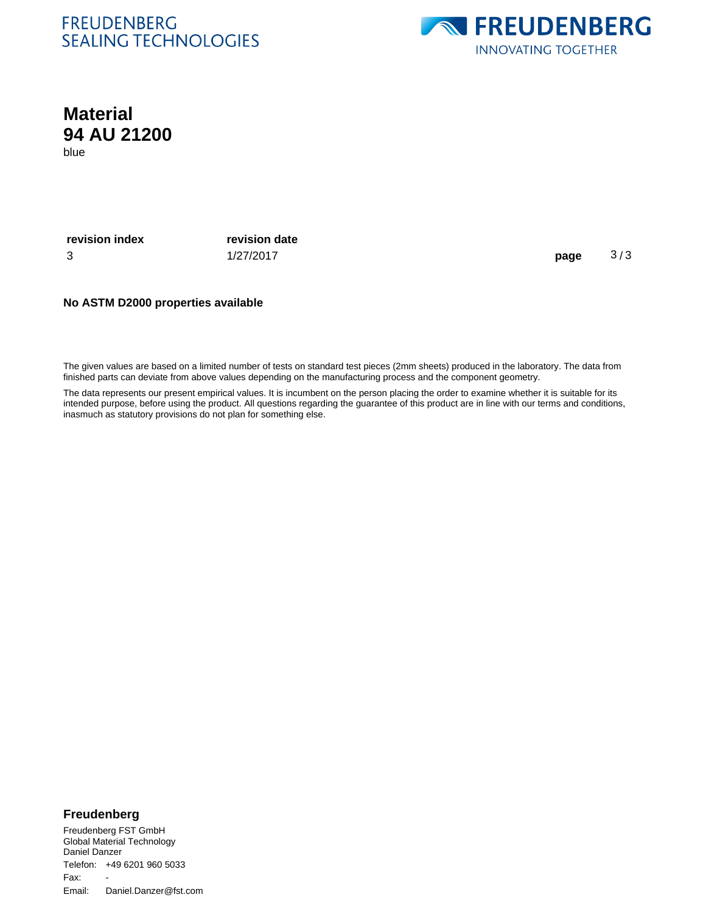FREUDENBERG
SEALING TECHNOLOGIES

FREUDENBERG
INNOVATING TOGETHER

# Material
# 94 AU 21200

blue

| revision index | revision date |
|---|---|
| 3 | 1/27/2017 |

**No ASTM D2000 properties available**

The given values are based on a limited number of tests on standard test pieces (2mm sheets) produced in the laboratory. The data from finished parts can deviate from above values depending on the manufacturing process and the component geometry.

The data represents our present empirical values. It is incumbent on the person placing the order to examine whether it is suitable for its intended purpose, before using the product. All questions regarding the guarantee of this product are in line with our terms and conditions, inasmuch as statutory provisions do not plan for something else.

**Freudenberg**

Freudenberg FST GmbH
Global Material Technology
Daniel Danzer
Telefon: +49 6201 960 5033
Fax: -
Email: Daniel.Danzer@fst.com